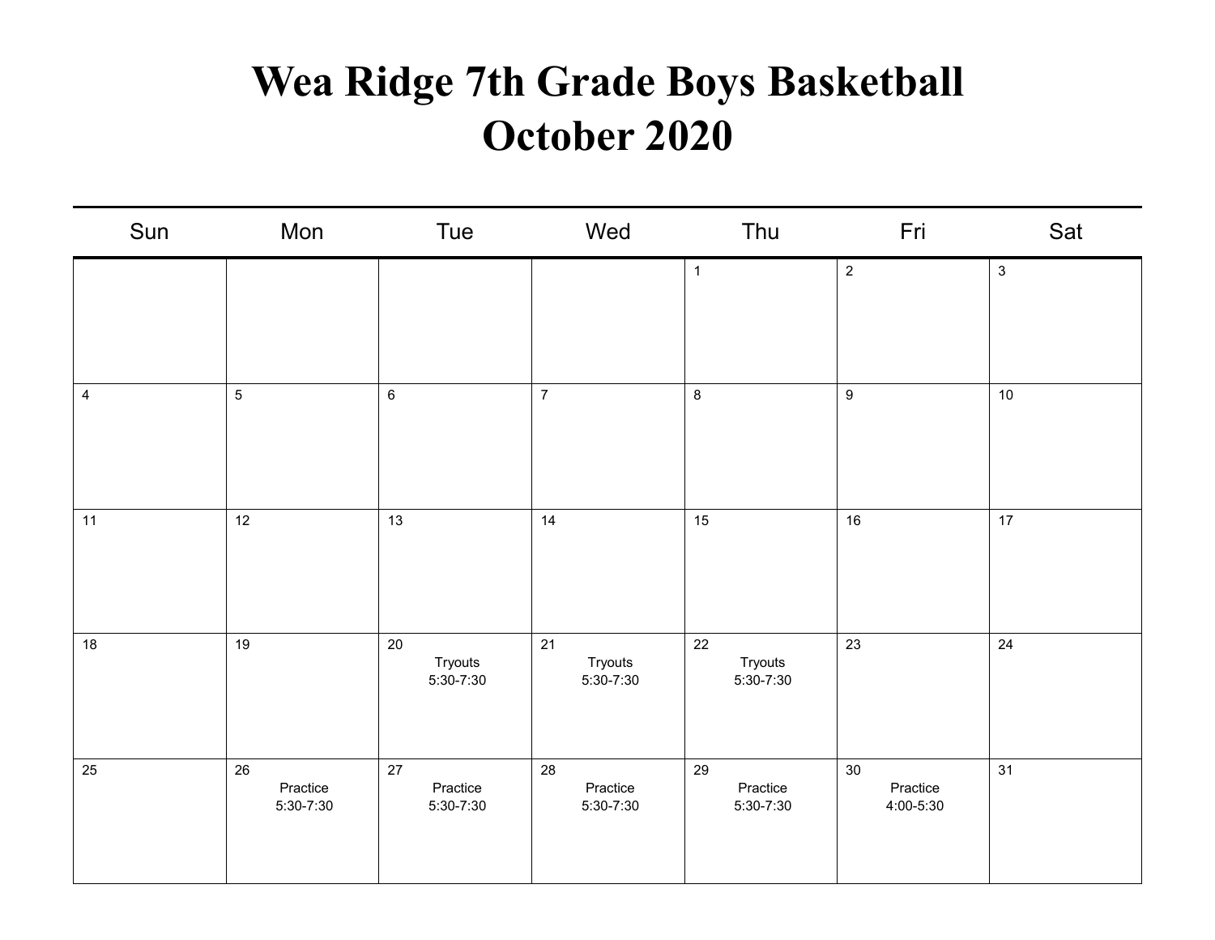# Wea Ridge 7th Grade Boys Basketball
# October 2020

| Sun | Mon | Tue | Wed | Thu | Fri | Sat |
|---|---|---|---|---|---|---|
| | | | | 1 | 2 | 3 |
| 4 | 5 | 6 | 7 | 8 | 9 | 10 |
| 11 | 12 | 13 | 14 | 15 | 16 | 17 |
| 18 | 19 | 20 Tryouts 5:30-7:30 | 21 Tryouts 5:30-7:30 | 22 Tryouts 5:30-7:30 | 23 | 24 |
| 25 | 26 Practice 5:30-7:30 | 27 Practice 5:30-7:30 | 28 Practice 5:30-7:30 | 29 Practice 5:30-7:30 | 30 Practice 4:00-5:30 | 31 |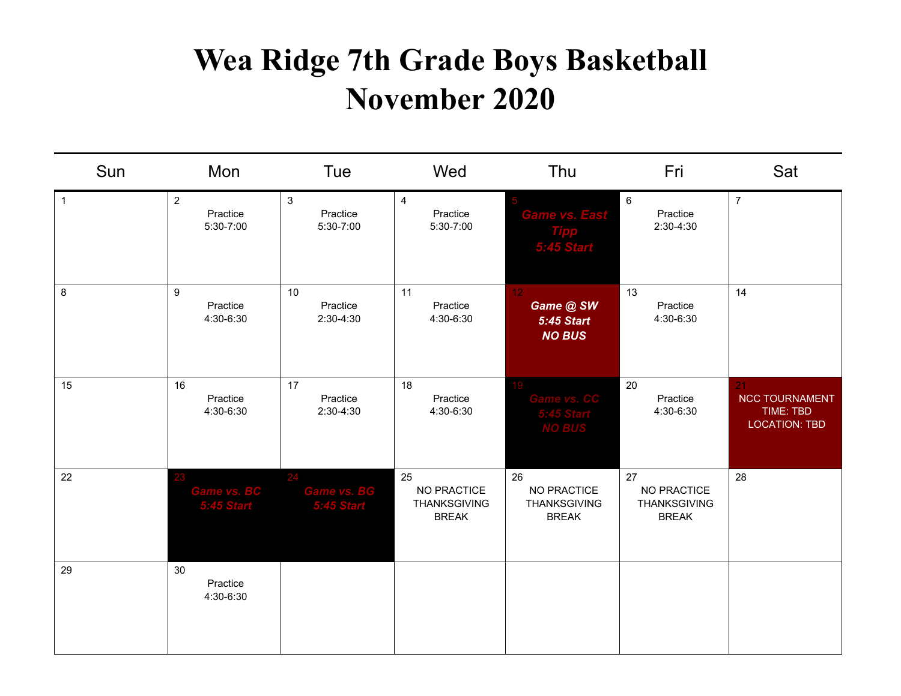# Wea Ridge 7th Grade Boys Basketball
# November 2020

| Sun | Mon | Tue | Wed | Thu | Fri | Sat |
|---|---|---|---|---|---|---|
| 1 | 2 Practice 5:30-7:00 | 3 Practice 5:30-7:00 | 4 Practice 5:30-7:00 | 5 ***Game vs. East Tipp 5:45 Start*** | 6 Practice 2:30-4:30 | 7 |
| 8 | 9 Practice 4:30-6:30 | 10 Practice 2:30-4:30 | 11 Practice 4:30-6:30 | 12 ***Game @ SW 5:45 Start NO BUS*** | 13 Practice 4:30-6:30 | 14 |
| 15 | 16 Practice 4:30-6:30 | 17 Practice 2:30-4:30 | 18 Practice 4:30-6:30 | 19 ***Game vs. CC 5:45 Start NO BUS*** | 20 Practice 4:30-6:30 | 21 NCC TOURNAMENT TIME: TBD LOCATION: TBD |
| 22 | 23 ***Game vs. BC 5:45 Start*** | 24 ***Game vs. BG 5:45 Start*** | 25 NO PRACTICE THANKSGIVING BREAK | 26 NO PRACTICE THANKSGIVING BREAK | 27 NO PRACTICE THANKSGIVING BREAK | 28 |
| 29 | 30 Practice 4:30-6:30 | | | | | |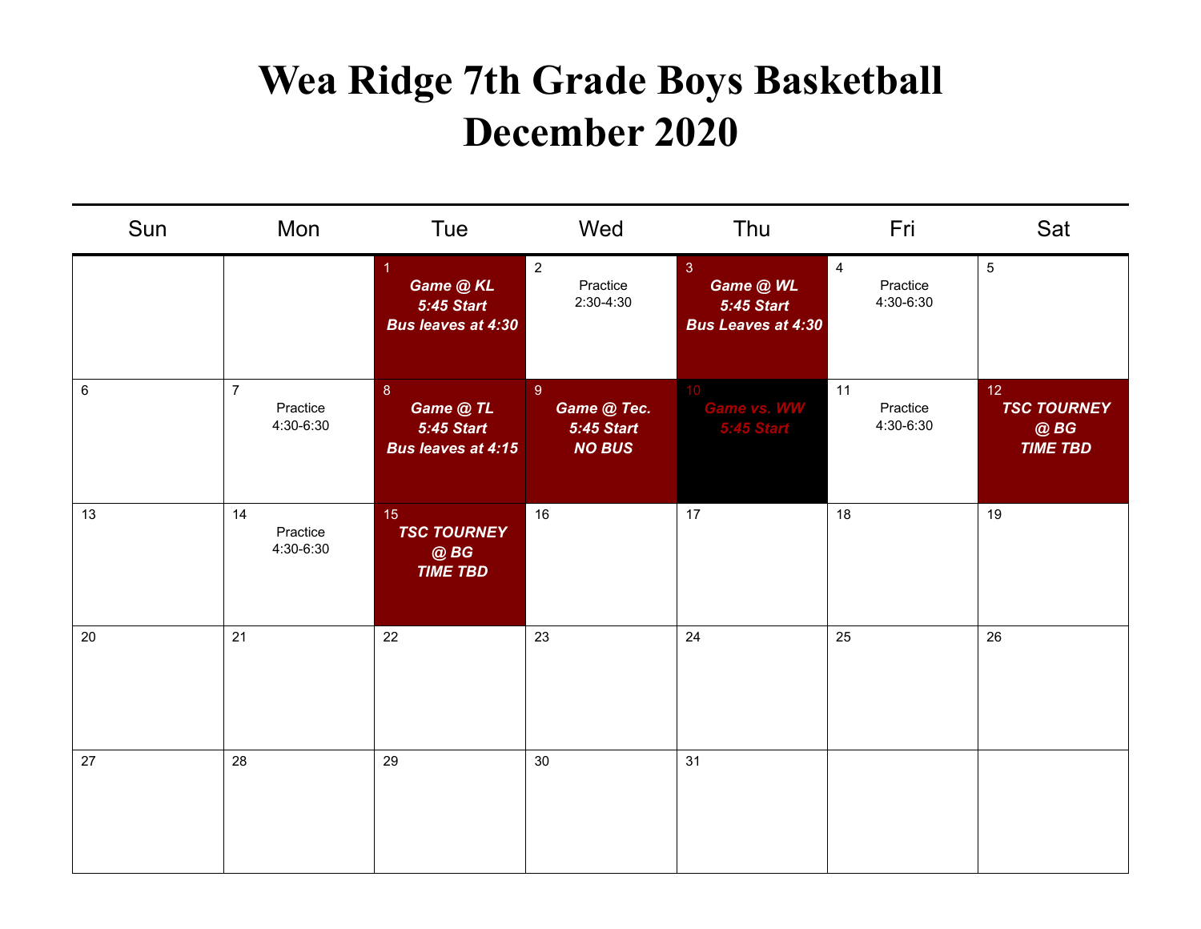# Wea Ridge 7th Grade Boys Basketball
# December 2020

| Sun | Mon | Tue | Wed | Thu | Fri | Sat |
|---|---|---|---|---|---|---|
| | | 1 ***Game @ KL 5:45 Start Bus leaves at 4:30*** | 2 Practice 2:30-4:30 | 3 ***Game @ WL 5:45 Start Bus Leaves at 4:30*** | 4 Practice 4:30-6:30 | 5 |
| 6 | 7 Practice 4:30-6:30 | 8 ***Game @ TL 5:45 Start Bus leaves at 4:15*** | 9 ***Game @ Tec. 5:45 Start NO BUS*** | 10 ***Game vs. WW 5:45 Start*** | 11 Practice 4:30-6:30 | 12 ***TSC TOURNEY @ BG TIME TBD*** |
| 13 | 14 Practice 4:30-6:30 | 15 ***TSC TOURNEY @ BG TIME TBD*** | 16 | 17 | 18 | 19 |
| 20 | 21 | 22 | 23 | 24 | 25 | 26 |
| 27 | 28 | 29 | 30 | 31 | | |